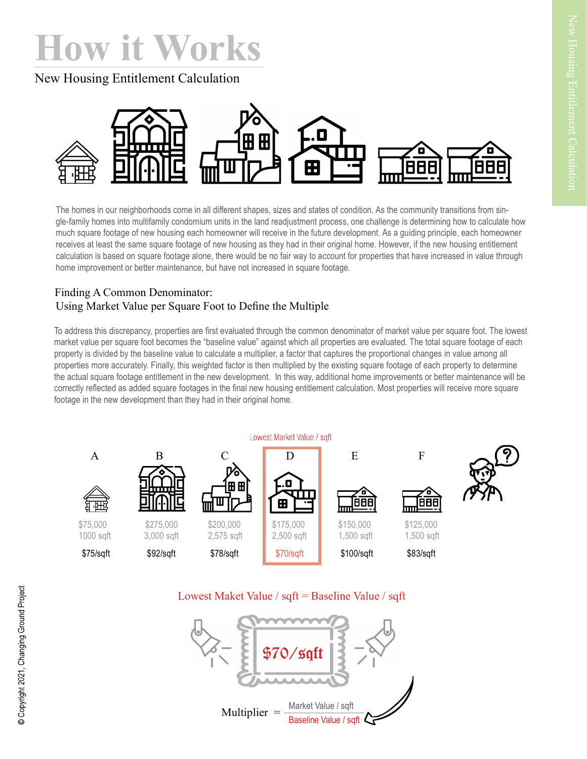# How it Works

## New Housing Entitlement Calculation

The homes in our neighborhoods come in all different shapes, sizes and states of condition. As the community transitions from single-family homes into multifamily condominium units in the land readjustment process, one challenge is determining how to calculate how much square footage of new housing each homeowner will receive in the future development. As a guiding principle, each homeowner receives at least the same square footage of new housing as they had in their original home. However, if the new housing entitlement calculation is based on square footage alone, there would be no fair way to account for properties that have increased in value through home improvement or better maintenance, but have not increased in square footage.

### Finding A Common Denominator:
### Using Market Value per Square Foot to Define the Multiple

To address this discrepancy, properties are first evaluated through the common denominator of market value per square foot. The lowest market value per square foot becomes the "baseline value" against which all properties are evaluated. The total square footage of each property is divided by the baseline value to calculate a multiplier, a factor that captures the proportional changes in value among all properties more accurately. Finally, this weighted factor is then multiplied by the existing square footage of each property to determine the actual square footage entitlement in the new development. In this way, additional home improvements or better maintenance will be correctly reflected as added square footages in the final new housing entitlement calculation. Most properties will receive more square footage in the new development than they had in their original home.

| | A | B | C | D (Lowest Market Value / sqft) | E | F |
|---|---|---|---|---|---|---|
| Market Value | $75,000 | $275,000 | $200,000 | $175,000 | $150,000 | $125,000 |
| Square Footage | 1000 sqft | 3,000 sqft | 2,575 sqft | 2,500 sqft | 1,500 sqft | 1,500 sqft |
| Value / sqft | $75/sqft | $92/sqft | $78/sqft | $70/sqft | $100/sqft | $83/sqft |

Lowest Maket Value / sqft = Baseline Value / sqft

$70/sqft

$$\text{Multiplier} = \frac{\text{Market Value / sqft}}{\text{Baseline Value / sqft}}$$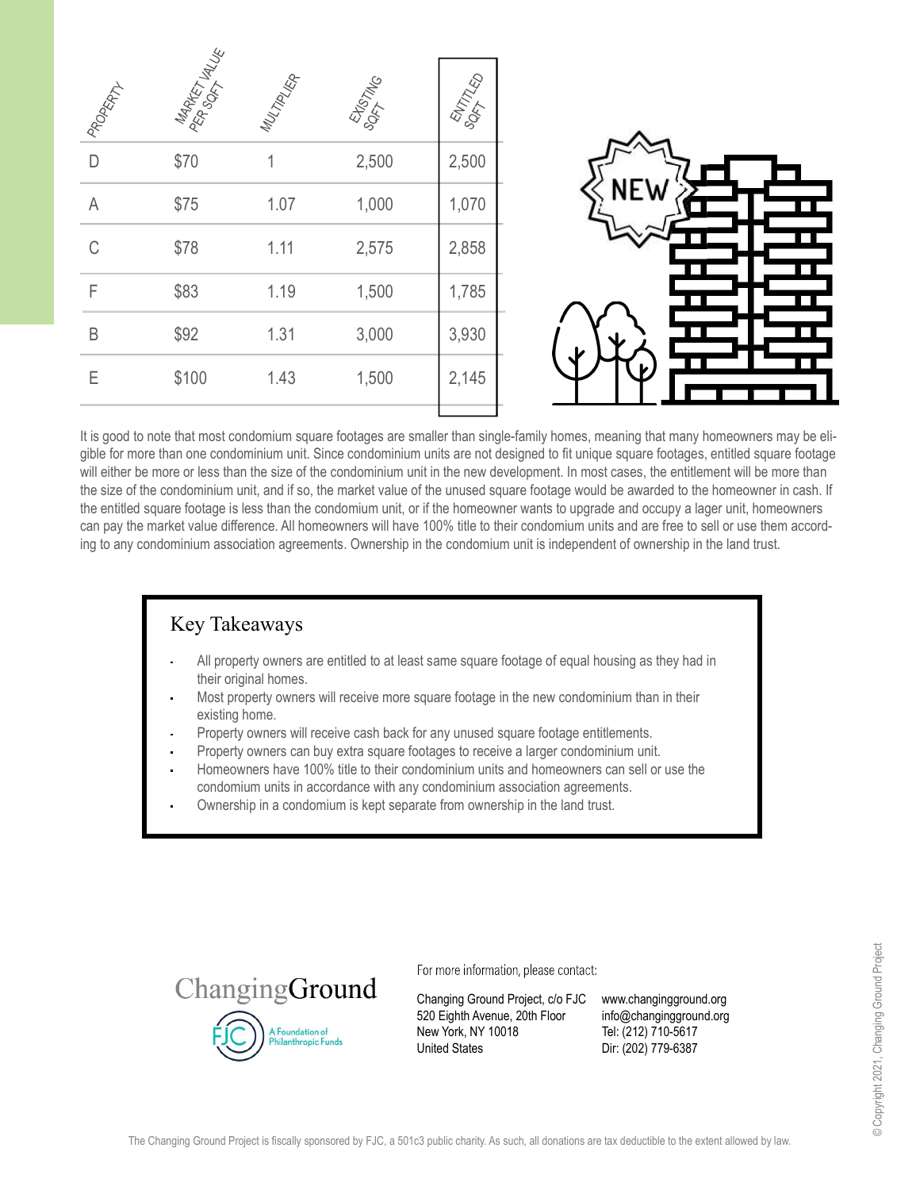| PROPERTY | MARKET VALUE PER SQFT | MULTIPLIER | EXISTING SQFT | ENTITLED SQFT |
|---|---|---|---|---|
| D | $70 | 1 | 2,500 | 2,500 |
| A | $75 | 1.07 | 1,000 | 1,070 |
| C | $78 | 1.11 | 2,575 | 2,858 |
| F | $83 | 1.19 | 1,500 | 1,785 |
| B | $92 | 1.31 | 3,000 | 3,930 |
| E | $100 | 1.43 | 1,500 | 2,145 |

NEW

It is good to note that most condomium square footages are smaller than single-family homes, meaning that many homeowners may be eligible for more than one condominium unit. Since condominium units are not designed to fit unique square footages, entitled square footage will either be more or less than the size of the condominium unit in the new development. In most cases, the entitlement will be more than the size of the condominium unit, and if so, the market value of the unused square footage would be awarded to the homeowner in cash. If the entitled square footage is less than the condominium unit, or if the homeowner wants to upgrade and occupy a lager unit, homeowners can pay the market value difference. All homeowners will have 100% title to their condomium units and are free to sell or use them according to any condominium association agreements. Ownership in the condominum unit is independent of ownership in the land trust.

## Key Takeaways

- All property owners are entitled to at least same square footage of equal housing as they had in their original homes.
- Most property owners will receive more square footage in the new condominium than in their existing home.
- Property owners will receive cash back for any unused square footage entitlements.
- Property owners can buy extra square footages to receive a larger condominium unit.
- Homeowners have 100% title to their condomium units and homeowners can sell or use the condomium units in accordance with any condominium association agreements.
- Ownership in a condomium is kept separate from ownership in the land trust.

ChangingGround

FJC A Foundation of Philanthropic Funds

For more information, please contact:

Changing Ground Project, c/o FJC
520 Eighth Avenue, 20th Floor
New York, NY 10018
United States

www.changingground.org
info@changingground.org
Tel: (212) 710-5617
Dir: (202) 779-6387

© Copyright 2021, Changing Ground Project

The Changing Ground Project is fiscally sponsored by FJC, a 501c3 public charity. As such, all donations are tax deductible to the extent allowed by law.